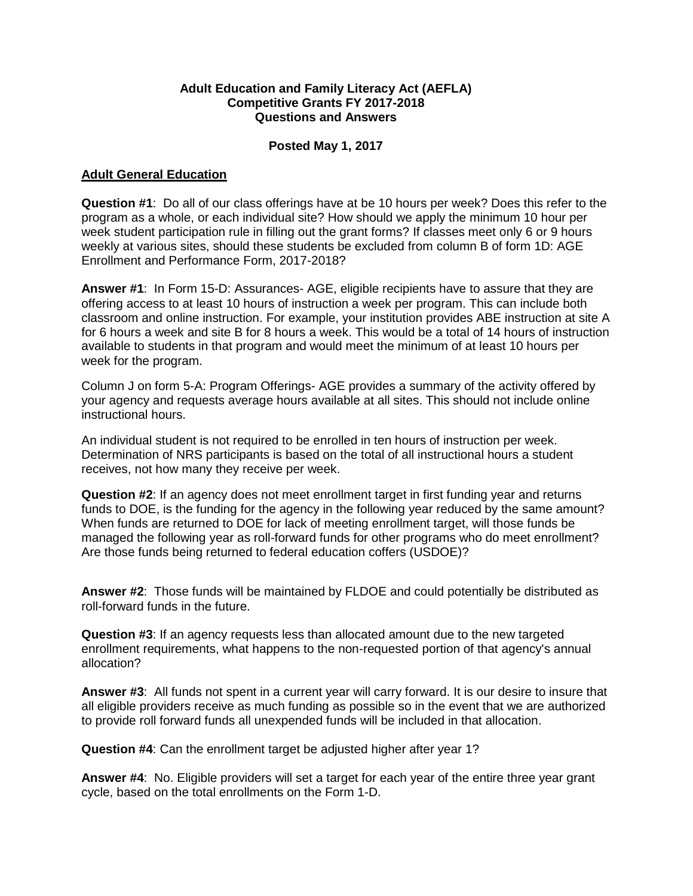**Adult Education and Family Literacy Act (AEFLA)**
**Competitive Grants FY 2017-2018**
**Questions and Answers**

**Posted May 1, 2017**

## Adult General Education

**Question #1**: Do all of our class offerings have at be 10 hours per week? Does this refer to the program as a whole, or each individual site? How should we apply the minimum 10 hour per week student participation rule in filling out the grant forms? If classes meet only 6 or 9 hours weekly at various sites, should these students be excluded from column B of form 1D: AGE Enrollment and Performance Form, 2017-2018?

**Answer #1**: In Form 15-D: Assurances- AGE, eligible recipients have to assure that they are offering access to at least 10 hours of instruction a week per program. This can include both classroom and online instruction. For example, your institution provides ABE instruction at site A for 6 hours a week and site B for 8 hours a week. This would be a total of 14 hours of instruction available to students in that program and would meet the minimum of at least 10 hours per week for the program.

Column J on form 5-A: Program Offerings- AGE provides a summary of the activity offered by your agency and requests average hours available at all sites. This should not include online instructional hours.

An individual student is not required to be enrolled in ten hours of instruction per week. Determination of NRS participants is based on the total of all instructional hours a student receives, not how many they receive per week.

**Question #2**: If an agency does not meet enrollment target in first funding year and returns funds to DOE, is the funding for the agency in the following year reduced by the same amount? When funds are returned to DOE for lack of meeting enrollment target, will those funds be managed the following year as roll-forward funds for other programs who do meet enrollment? Are those funds being returned to federal education coffers (USDOE)?

**Answer #2**: Those funds will be maintained by FLDOE and could potentially be distributed as roll-forward funds in the future.

**Question #3**: If an agency requests less than allocated amount due to the new targeted enrollment requirements, what happens to the non-requested portion of that agency's annual allocation?

**Answer #3**: All funds not spent in a current year will carry forward. It is our desire to insure that all eligible providers receive as much funding as possible so in the event that we are authorized to provide roll forward funds all unexpended funds will be included in that allocation.

**Question #4**: Can the enrollment target be adjusted higher after year 1?

**Answer #4**: No. Eligible providers will set a target for each year of the entire three year grant cycle, based on the total enrollments on the Form 1-D.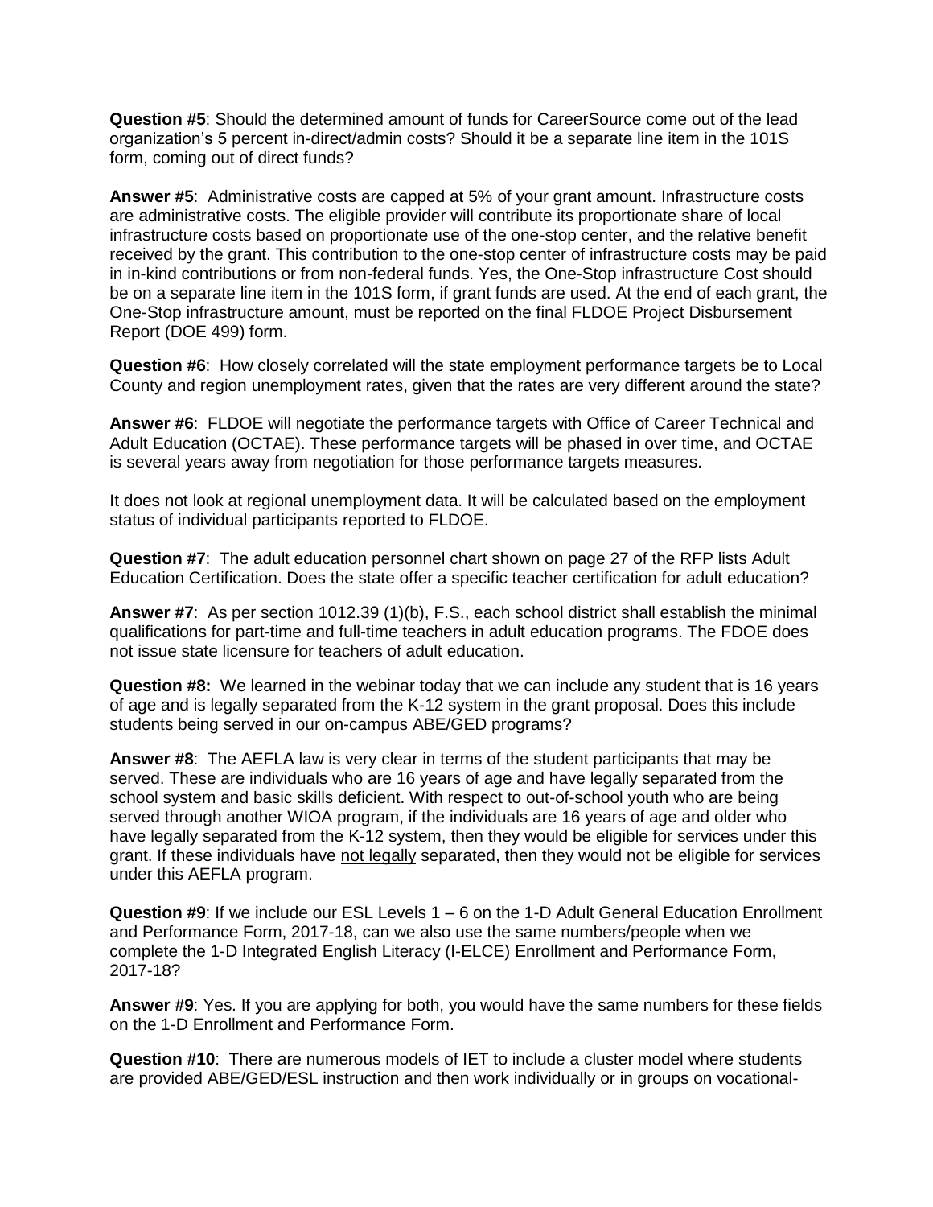**Question #5**: Should the determined amount of funds for CareerSource come out of the lead organization's 5 percent in-direct/admin costs? Should it be a separate line item in the 101S form, coming out of direct funds?

**Answer #5**: Administrative costs are capped at 5% of your grant amount. Infrastructure costs are administrative costs. The eligible provider will contribute its proportionate share of local infrastructure costs based on proportionate use of the one-stop center, and the relative benefit received by the grant. This contribution to the one-stop center of infrastructure costs may be paid in in-kind contributions or from non-federal funds. Yes, the One-Stop infrastructure Cost should be on a separate line item in the 101S form, if grant funds are used. At the end of each grant, the One-Stop infrastructure amount, must be reported on the final FLDOE Project Disbursement Report (DOE 499) form.

**Question #6**: How closely correlated will the state employment performance targets be to Local County and region unemployment rates, given that the rates are very different around the state?

**Answer #6**: FLDOE will negotiate the performance targets with Office of Career Technical and Adult Education (OCTAE). These performance targets will be phased in over time, and OCTAE is several years away from negotiation for those performance targets measures.

It does not look at regional unemployment data. It will be calculated based on the employment status of individual participants reported to FLDOE.

**Question #7**: The adult education personnel chart shown on page 27 of the RFP lists Adult Education Certification. Does the state offer a specific teacher certification for adult education?

**Answer #7**: As per section 1012.39 (1)(b), F.S., each school district shall establish the minimal qualifications for part-time and full-time teachers in adult education programs. The FDOE does not issue state licensure for teachers of adult education.

**Question #8:** We learned in the webinar today that we can include any student that is 16 years of age and is legally separated from the K-12 system in the grant proposal. Does this include students being served in our on-campus ABE/GED programs?

**Answer #8**: The AEFLA law is very clear in terms of the student participants that may be served. These are individuals who are 16 years of age and have legally separated from the school system and basic skills deficient. With respect to out-of-school youth who are being served through another WIOA program, if the individuals are 16 years of age and older who have legally separated from the K-12 system, then they would be eligible for services under this grant. If these individuals have <u>not legally</u> separated, then they would not be eligible for services under this AEFLA program.

**Question #9**: If we include our ESL Levels 1 – 6 on the 1-D Adult General Education Enrollment and Performance Form, 2017-18, can we also use the same numbers/people when we complete the 1-D Integrated English Literacy (I-ELCE) Enrollment and Performance Form, 2017-18?

**Answer #9**: Yes. If you are applying for both, you would have the same numbers for these fields on the 1-D Enrollment and Performance Form.

**Question #10**: There are numerous models of IET to include a cluster model where students are provided ABE/GED/ESL instruction and then work individually or in groups on vocational-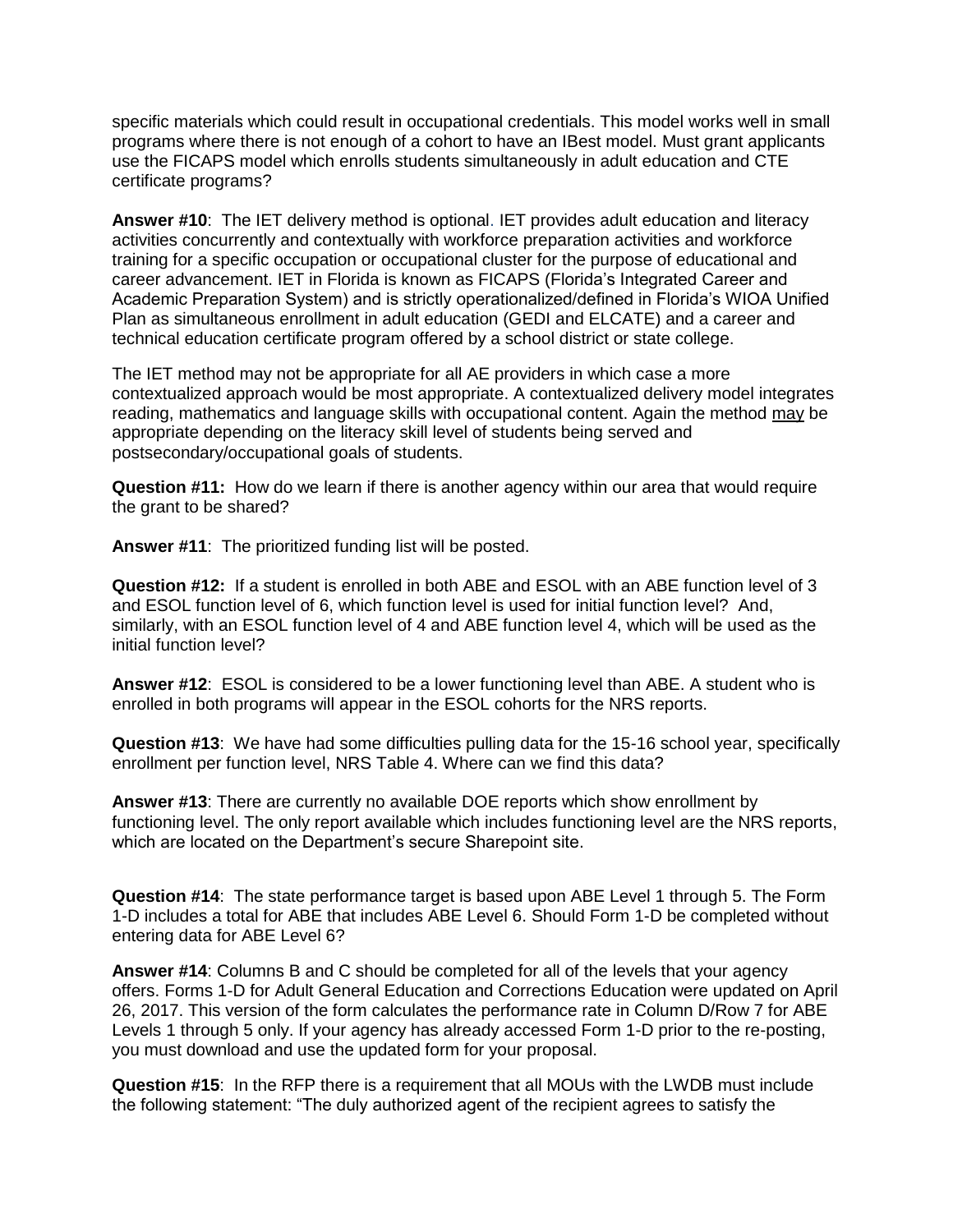specific materials which could result in occupational credentials. This model works well in small programs where there is not enough of a cohort to have an IBest model. Must grant applicants use the FICAPS model which enrolls students simultaneously in adult education and CTE certificate programs?

**Answer #10**: The IET delivery method is optional. IET provides adult education and literacy activities concurrently and contextually with workforce preparation activities and workforce training for a specific occupation or occupational cluster for the purpose of educational and career advancement. IET in Florida is known as FICAPS (Florida's Integrated Career and Academic Preparation System) and is strictly operationalized/defined in Florida's WIOA Unified Plan as simultaneous enrollment in adult education (GEDI and ELCATE) and a career and technical education certificate program offered by a school district or state college.

The IET method may not be appropriate for all AE providers in which case a more contextualized approach would be most appropriate. A contextualized delivery model integrates reading, mathematics and language skills with occupational content. Again the method <u>may</u> be appropriate depending on the literacy skill level of students being served and postsecondary/occupational goals of students.

**Question #11:** How do we learn if there is another agency within our area that would require the grant to be shared?

**Answer #11**: The prioritized funding list will be posted.

**Question #12:** If a student is enrolled in both ABE and ESOL with an ABE function level of 3 and ESOL function level of 6, which function level is used for initial function level? And, similarly, with an ESOL function level of 4 and ABE function level 4, which will be used as the initial function level?

**Answer #12**: ESOL is considered to be a lower functioning level than ABE. A student who is enrolled in both programs will appear in the ESOL cohorts for the NRS reports.

**Question #13**: We have had some difficulties pulling data for the 15-16 school year, specifically enrollment per function level, NRS Table 4. Where can we find this data?

**Answer #13**: There are currently no available DOE reports which show enrollment by functioning level. The only report available which includes functioning level are the NRS reports, which are located on the Department's secure Sharepoint site.

**Question #14**: The state performance target is based upon ABE Level 1 through 5. The Form 1-D includes a total for ABE that includes ABE Level 6. Should Form 1-D be completed without entering data for ABE Level 6?

**Answer #14**: Columns B and C should be completed for all of the levels that your agency offers. Forms 1-D for Adult General Education and Corrections Education were updated on April 26, 2017. This version of the form calculates the performance rate in Column D/Row 7 for ABE Levels 1 through 5 only. If your agency has already accessed Form 1-D prior to the re-posting, you must download and use the updated form for your proposal.

**Question #15**: In the RFP there is a requirement that all MOUs with the LWDB must include the following statement: "The duly authorized agent of the recipient agrees to satisfy the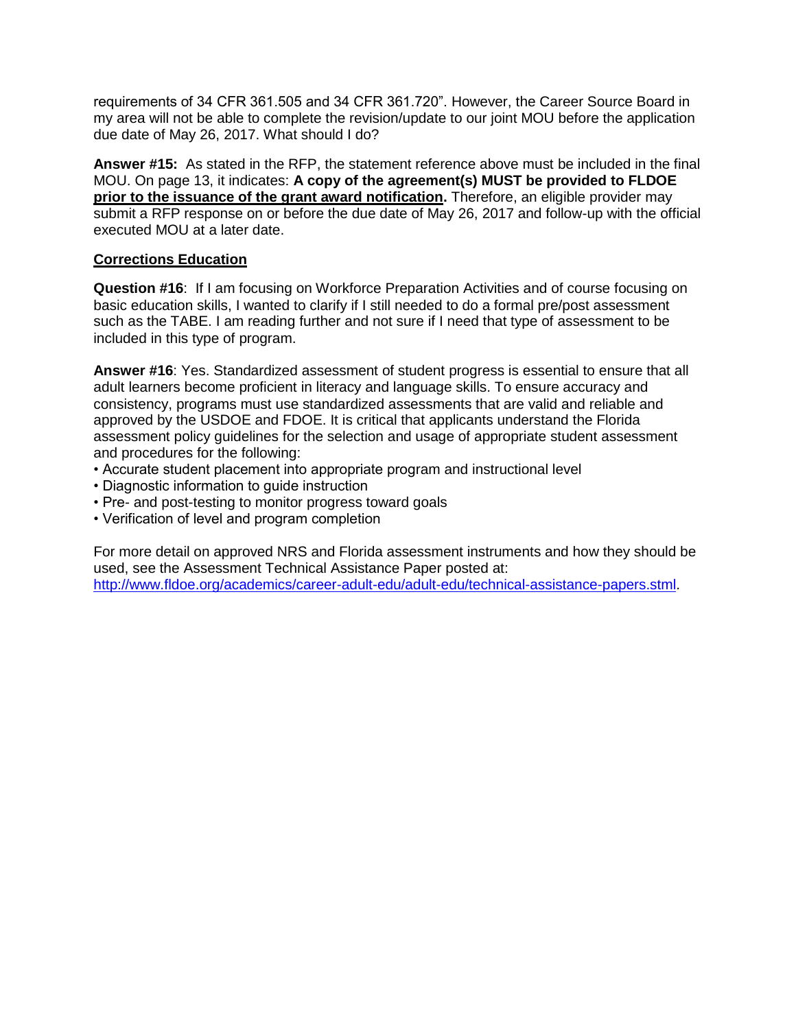requirements of 34 CFR 361.505 and 34 CFR 361.720". However, the Career Source Board in my area will not be able to complete the revision/update to our joint MOU before the application due date of May 26, 2017. What should I do?

**Answer #15:** As stated in the RFP, the statement reference above must be included in the final MOU. On page 13, it indicates: **A copy of the agreement(s) MUST be provided to FLDOE <u>prior to the issuance of the grant award notification</u>.** Therefore, an eligible provider may submit a RFP response on or before the due date of May 26, 2017 and follow-up with the official executed MOU at a later date.

**<u>Corrections Education</u>**

**Question #16**: If I am focusing on Workforce Preparation Activities and of course focusing on basic education skills, I wanted to clarify if I still needed to do a formal pre/post assessment such as the TABE. I am reading further and not sure if I need that type of assessment to be included in this type of program.

**Answer #16**: Yes. Standardized assessment of student progress is essential to ensure that all adult learners become proficient in literacy and language skills. To ensure accuracy and consistency, programs must use standardized assessments that are valid and reliable and approved by the USDOE and FDOE. It is critical that applicants understand the Florida assessment policy guidelines for the selection and usage of appropriate student assessment and procedures for the following:

- Accurate student placement into appropriate program and instructional level
- Diagnostic information to guide instruction
- Pre- and post-testing to monitor progress toward goals
- Verification of level and program completion

For more detail on approved NRS and Florida assessment instruments and how they should be used, see the Assessment Technical Assistance Paper posted at: [http://www.fldoe.org/academics/career-adult-edu/adult-edu/technical-assistance-papers.stml](http://www.fldoe.org/academics/career-adult-edu/adult-edu/technical-assistance-papers.stml).